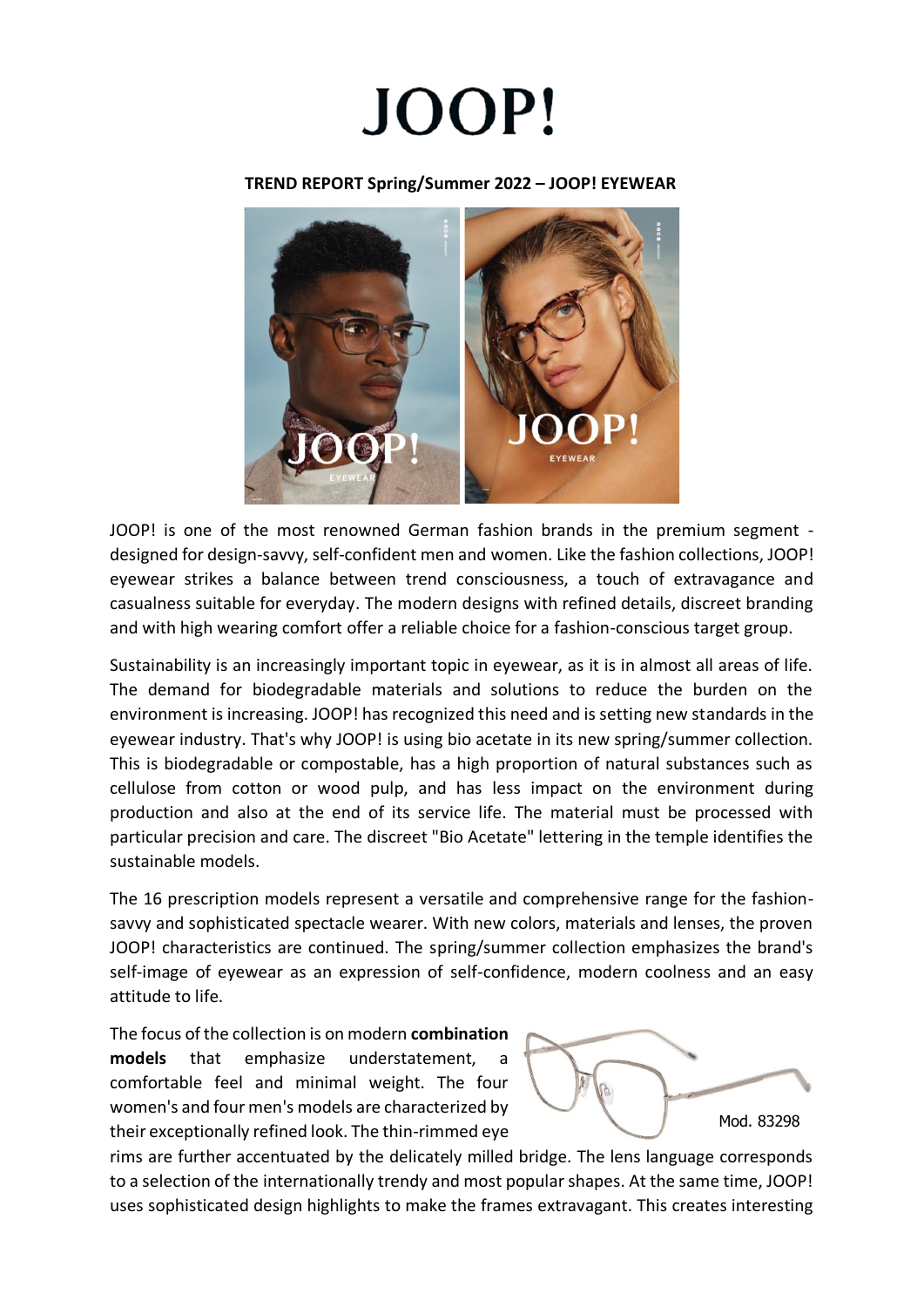# JOOP!

**TREND REPORT Spring/Summer 2022 – JOOP! EYEWEAR**

JOOP! is one of the most renowned German fashion brands in the premium segment - designed for design-savvy, self-confident men and women. Like the fashion collections, JOOP! eyewear strikes a balance between trend consciousness, a touch of extravagance and casualness suitable for everyday. The modern designs with refined details, discreet branding and with high wearing comfort offer a reliable choice for a fashion-conscious target group.

Sustainability is an increasingly important topic in eyewear, as it is in almost all areas of life. The demand for biodegradable materials and solutions to reduce the burden on the environment is increasing. JOOP! has recognized this need and is setting new standards in the eyewear industry. That's why JOOP! is using bio acetate in its new spring/summer collection. This is biodegradable or compostable, has a high proportion of natural substances such as cellulose from cotton or wood pulp, and has less impact on the environment during production and also at the end of its service life. The material must be processed with particular precision and care. The discreet "Bio Acetate" lettering in the temple identifies the sustainable models.

The 16 prescription models represent a versatile and comprehensive range for the fashion-savvy and sophisticated spectacle wearer. With new colors, materials and lenses, the proven JOOP! characteristics are continued. The spring/summer collection emphasizes the brand's self-image of eyewear as an expression of self-confidence, modern coolness and an easy attitude to life.

The focus of the collection is on modern **combination models** that emphasize understatement, a comfortable feel and minimal weight. The four women's and four men's models are characterized by their exceptionally refined look. The thin-rimmed eye rims are further accentuated by the delicately milled bridge. The lens language corresponds to a selection of the internationally trendy and most popular shapes. At the same time, JOOP! uses sophisticated design highlights to make the frames extravagant. This creates interesting

Mod. 83298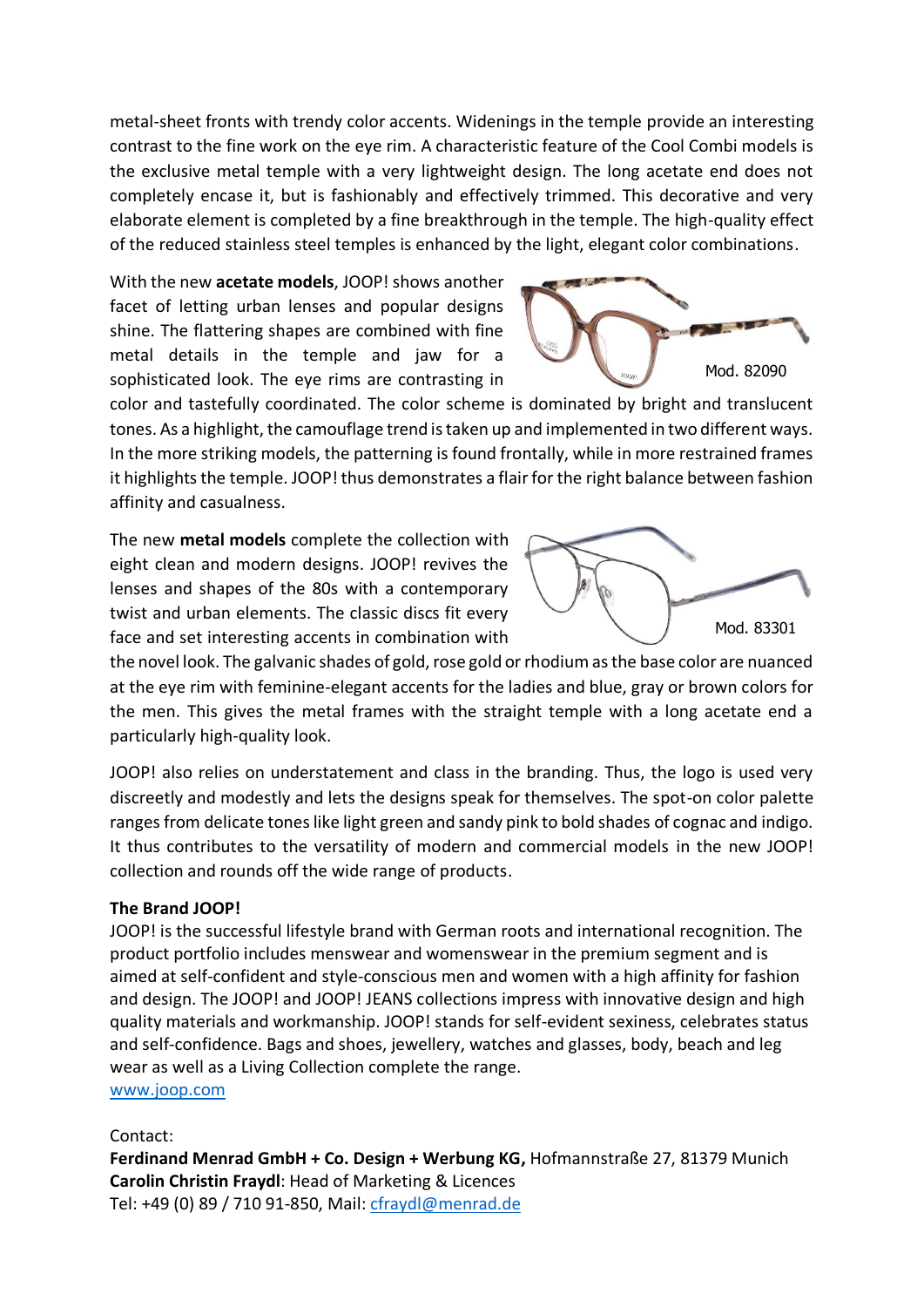metal-sheet fronts with trendy color accents. Widenings in the temple provide an interesting contrast to the fine work on the eye rim. A characteristic feature of the Cool Combi models is the exclusive metal temple with a very lightweight design. The long acetate end does not completely encase it, but is fashionably and effectively trimmed. This decorative and very elaborate element is completed by a fine breakthrough in the temple. The high-quality effect of the reduced stainless steel temples is enhanced by the light, elegant color combinations.

With the new **acetate models**, JOOP! shows another facet of letting urban lenses and popular designs shine. The flattering shapes are combined with fine metal details in the temple and jaw for a sophisticated look. The eye rims are contrasting in color and tastefully coordinated. The color scheme is dominated by bright and translucent tones. As a highlight, the camouflage trend is taken up and implemented in two different ways. In the more striking models, the patterning is found frontally, while in more restrained frames it highlights the temple. JOOP! thus demonstrates a flair for the right balance between fashion affinity and casualness.

Mod. 82090

The new **metal models** complete the collection with eight clean and modern designs. JOOP! revives the lenses and shapes of the 80s with a contemporary twist and urban elements. The classic discs fit every face and set interesting accents in combination with the novel look. The galvanic shades of gold, rose gold or rhodium as the base color are nuanced at the eye rim with feminine-elegant accents for the ladies and blue, gray or brown colors for the men. This gives the metal frames with the straight temple with a long acetate end a particularly high-quality look.

Mod. 83301

JOOP! also relies on understatement and class in the branding. Thus, the logo is used very discreetly and modestly and lets the designs speak for themselves. The spot-on color palette ranges from delicate tones like light green and sandy pink to bold shades of cognac and indigo. It thus contributes to the versatility of modern and commercial models in the new JOOP! collection and rounds off the wide range of products.

**The Brand JOOP!**

JOOP! is the successful lifestyle brand with German roots and international recognition. The product portfolio includes menswear and womenswear in the premium segment and is aimed at self-confident and style-conscious men and women with a high affinity for fashion and design. The JOOP! and JOOP! JEANS collections impress with innovative design and high quality materials and workmanship. JOOP! stands for self-evident sexiness, celebrates status and self-confidence. Bags and shoes, jewellery, watches and glasses, body, beach and leg wear as well as a Living Collection complete the range.
[www.joop.com](http://www.joop.com)

Contact:
**Ferdinand Menrad GmbH + Co. Design + Werbung KG,** Hofmannstraße 27, 81379 Munich
**Carolin Christin Fraydl**: Head of Marketing & Licences
Tel: +49 (0) 89 / 710 91-850, Mail: [cfraydl@menrad.de](mailto:cfraydl@menrad.de)